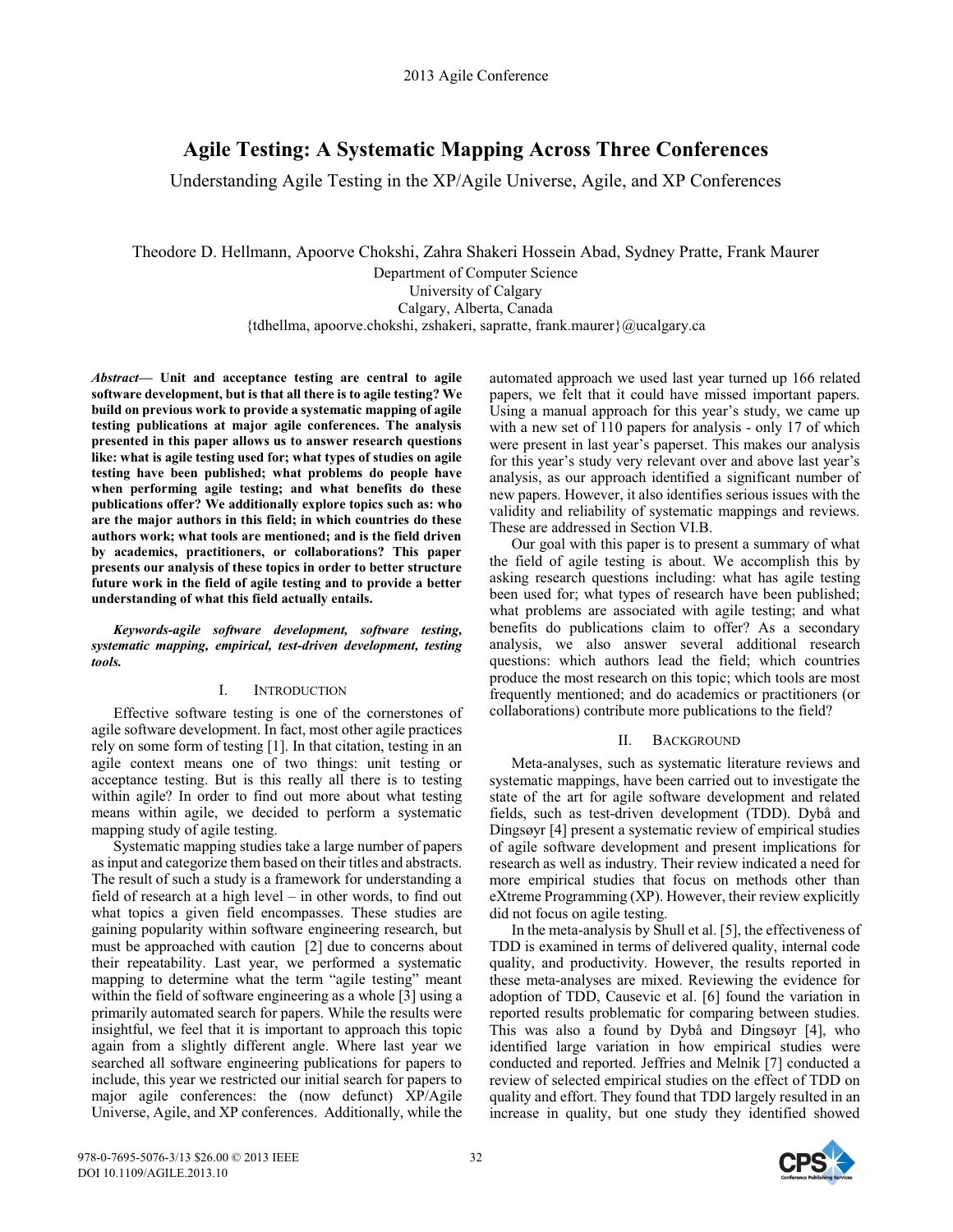# Agile Testing: A Systematic Mapping Across Three Conferences

Understanding Agile Testing in the XP/Agile Universe, Agile, and XP Conferences

Theodore D. Hellmann, Apoorve Chokshi, Zahra Shakeri Hossein Abad, Sydney Pratte, Frank Maurer

Department of Computer Science
University of Calgary
Calgary, Alberta, Canada
{tdhellma, apoorve.chokshi, zshakeri, sapratte, frank.maurer}@ucalgary.ca

***Abstract*— Unit and acceptance testing are central to agile software development, but is that all there is to agile testing? We build on previous work to provide a systematic mapping of agile testing publications at major agile conferences. The analysis presented in this paper allows us to answer research questions like: what is agile testing used for; what types of studies on agile testing have been published; what problems do people have when performing agile testing; and what benefits do these publications offer? We additionally explore topics such as: who are the major authors in this field; in which countries do these authors work; what tools are mentioned; and is the field driven by academics, practitioners, or collaborations? This paper presents our analysis of these topics in order to better structure future work in the field of agile testing and to provide a better understanding of what this field actually entails.**

***Keywords-agile software development, software testing, systematic mapping, empirical, test-driven development, testing tools.***

## I. Introduction

Effective software testing is one of the cornerstones of agile software development. In fact, most other agile practices rely on some form of testing [1]. In that citation, testing in an agile context means one of two things: unit testing or acceptance testing. But is this really all there is to testing within agile? In order to find out more about what testing means within agile, we decided to perform a systematic mapping study of agile testing.

Systematic mapping studies take a large number of papers as input and categorize them based on their titles and abstracts. The result of such a study is a framework for understanding a field of research at a high level – in other words, to find out what topics a given field encompasses. These studies are gaining popularity within software engineering research, but must be approached with caution [2] due to concerns about their repeatability. Last year, we performed a systematic mapping to determine what the term "agile testing" meant within the field of software engineering as a whole [3] using a primarily automated search for papers. While the results were insightful, we feel that it is important to approach this topic again from a slightly different angle. Where last year we searched all software engineering publications for papers to include, this year we restricted our initial search for papers to major agile conferences: the (now defunct) XP/Agile Universe, Agile, and XP conferences. Additionally, while the automated approach we used last year turned up 166 related papers, we felt that it could have missed important papers. Using a manual approach for this year's study, we came up with a new set of 110 papers for analysis - only 17 of which were present in last year's paperset. This makes our analysis for this year's study very relevant over and above last year's analysis, as our approach identified a significant number of new papers. However, it also identifies serious issues with the validity and reliability of systematic mappings and reviews. These are addressed in Section VI.B.

Our goal with this paper is to present a summary of what the field of agile testing is about. We accomplish this by asking research questions including: what has agile testing been used for; what types of research have been published; what problems are associated with agile testing; and what benefits do publications claim to offer? As a secondary analysis, we also answer several additional research questions: which authors lead the field; which countries produce the most research on this topic; which tools are most frequently mentioned; and do academics or practitioners (or collaborations) contribute more publications to the field?

## II. Background

Meta-analyses, such as systematic literature reviews and systematic mappings, have been carried out to investigate the state of the art for agile software development and related fields, such as test-driven development (TDD). Dybå and Dingsøyr [4] present a systematic review of empirical studies of agile software development and present implications for research as well as industry. Their review indicated a need for more empirical studies that focus on methods other than eXtreme Programming (XP). However, their review explicitly did not focus on agile testing.

In the meta-analysis by Shull et al. [5], the effectiveness of TDD is examined in terms of delivered quality, internal code quality, and productivity. However, the results reported in these meta-analyses are mixed. Reviewing the evidence for adoption of TDD, Causevic et al. [6] found the variation in reported results problematic for comparing between studies. This was also a found by Dybå and Dingsøyr [4], who identified large variation in how empirical studies were conducted and reported. Jeffries and Melnik [7] conducted a review of selected empirical studies on the effect of TDD on quality and effort. They found that TDD largely resulted in an increase in quality, but one study they identified showed

978-0-7695-5076-3/13 $26.00 © 2013 IEEE
DOI 10.1109/AGILE.2013.10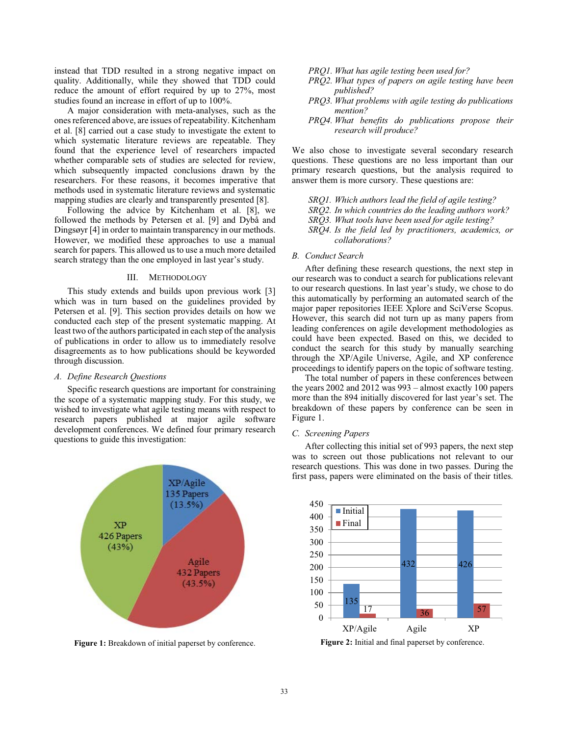instead that TDD resulted in a strong negative impact on quality. Additionally, while they showed that TDD could reduce the amount of effort required by up to 27%, most studies found an increase in effort of up to 100%.

A major consideration with meta-analyses, such as the ones referenced above, are issues of repeatability. Kitchenham et al. [8] carried out a case study to investigate the extent to which systematic literature reviews are repeatable. They found that the experience level of researchers impacted whether comparable sets of studies are selected for review, which subsequently impacted conclusions drawn by the researchers. For these reasons, it becomes imperative that methods used in systematic literature reviews and systematic mapping studies are clearly and transparently presented [8].

Following the advice by Kitchenham et al. [8], we followed the methods by Petersen et al. [9] and Dybå and Dingsøyr [4] in order to maintain transparency in our methods. However, we modified these approaches to use a manual search for papers. This allowed us to use a much more detailed search strategy than the one employed in last year's study.

## III. Methodology

This study extends and builds upon previous work [3] which was in turn based on the guidelines provided by Petersen et al. [9]. This section provides details on how we conducted each step of the present systematic mapping. At least two of the authors participated in each step of the analysis of publications in order to allow us to immediately resolve disagreements as to how publications should be keyworded through discussion.

### A. Define Research Questions

Specific research questions are important for constraining the scope of a systematic mapping study. For this study, we wished to investigate what agile testing means with respect to research papers published at major agile software development conferences. We defined four primary research questions to guide this investigation:

*PRQ1. What has agile testing been used for?*
*PRQ2. What types of papers on agile testing have been published?*
*PRQ3. What problems with agile testing do publications mention?*
*PRQ4. What benefits do publications propose their research will produce?*

We also chose to investigate several secondary research questions. These questions are no less important than our primary research questions, but the analysis required to answer them is more cursory. These questions are:

*SRQ1. Which authors lead the field of agile testing?*
*SRQ2. In which countries do the leading authors work?*
*SRQ3. What tools have been used for agile testing?*
*SRQ4. Is the field led by practitioners, academics, or collaborations?*

### B. Conduct Search

After defining these research questions, the next step in our research was to conduct a search for publications relevant to our research questions. In last year's study, we chose to do this automatically by performing an automated search of the major paper repositories IEEE Xplore and SciVerse Scopus. However, this search did not turn up as many papers from leading conferences on agile development methodologies as could have been expected. Based on this, we decided to conduct the search for this study by manually searching through the XP/Agile Universe, Agile, and XP conference proceedings to identify papers on the topic of software testing.

The total number of papers in these conferences between the years 2002 and 2012 was 993 – almost exactly 100 papers more than the 894 initially discovered for last year's set. The breakdown of these papers by conference can be seen in Figure 1.

### C. Screening Papers

After collecting this initial set of 993 papers, the next step was to screen out those publications not relevant to our research questions. This was done in two passes. During the first pass, papers were eliminated on the basis of their titles.

**Figure 1:** Breakdown of initial paperset by conference.

**Figure 2:** Initial and final paperset by conference.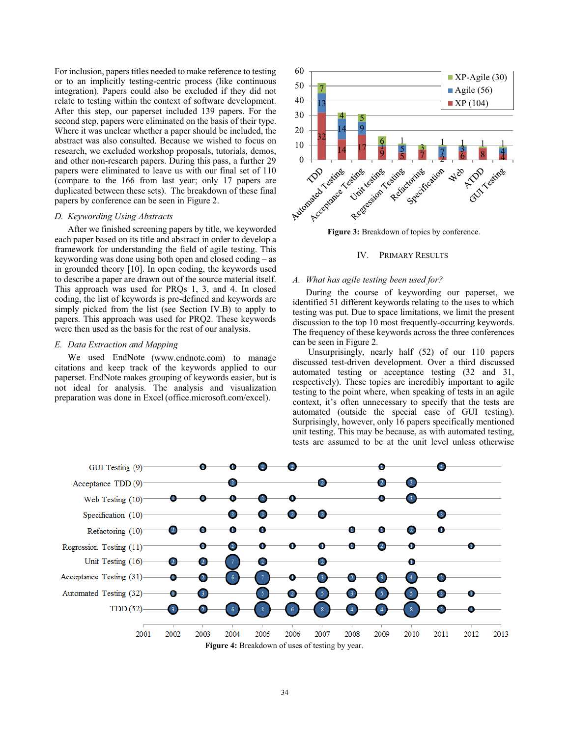For inclusion, papers titles needed to make reference to testing or to an implicitly testing-centric process (like continuous integration). Papers could also be excluded if they did not relate to testing within the context of software development. After this step, our paperset included 139 papers. For the second step, papers were eliminated on the basis of their type. Where it was unclear whether a paper should be included, the abstract was also consulted. Because we wished to focus on research, we excluded workshop proposals, tutorials, demos, and other non-research papers. During this pass, a further 29 papers were eliminated to leave us with our final set of 110 (compare to the 166 from last year; only 17 papers are duplicated between these sets). The breakdown of these final papers by conference can be seen in Figure 2.

### *D. Keywording Using Abstracts*

After we finished screening papers by title, we keyworded each paper based on its title and abstract in order to develop a framework for understanding the field of agile testing. This keywording was done using both open and closed coding – as in grounded theory [10]. In open coding, the keywords used to describe a paper are drawn out of the source material itself. This approach was used for PRQs 1, 3, and 4. In closed coding, the list of keywords is pre-defined and keywords are simply picked from the list (see Section IV.B) to apply to papers. This approach was used out for PRQ2. These keywords were then used as the basis for the rest of our analysis.

### *E. Data Extraction and Mapping*

We used EndNote (www.endnote.com) to manage citations and keep track of the keywords applied to our paperset. EndNote makes grouping of keywords easier, but is not ideal for analysis. The analysis and visualization preparation was done in Excel (office.microsoft.com/excel).

**Figure 3:** Breakdown of topics by conference.

## IV. Primary Results

### *A. What has agile testing been used for?*

During the course of keywording our paperset, we identified 51 different keywords relating to the uses to which testing was put. Due to space limitations, we limit the present discussion to the top 10 most frequently-occurring keywords. The frequency of these keywords across the three conferences can be seen in Figure 2.

Unsurprisingly, nearly half (52) of our 110 papers discussed test-driven development. Over a third discussed automated testing or acceptance testing (32 and 31, respectively). These topics are incredibly important to agile testing to the point where, when speaking of tests in an agile context, it's often unnecessary to specify that the tests are automated (outside the special case of GUI testing). Surprisingly, however, only 16 papers specifically mentioned unit testing. This may be because, as with automated testing, tests are assumed to be at the unit level unless otherwise

**Figure 4:** Breakdown of uses of testing by year.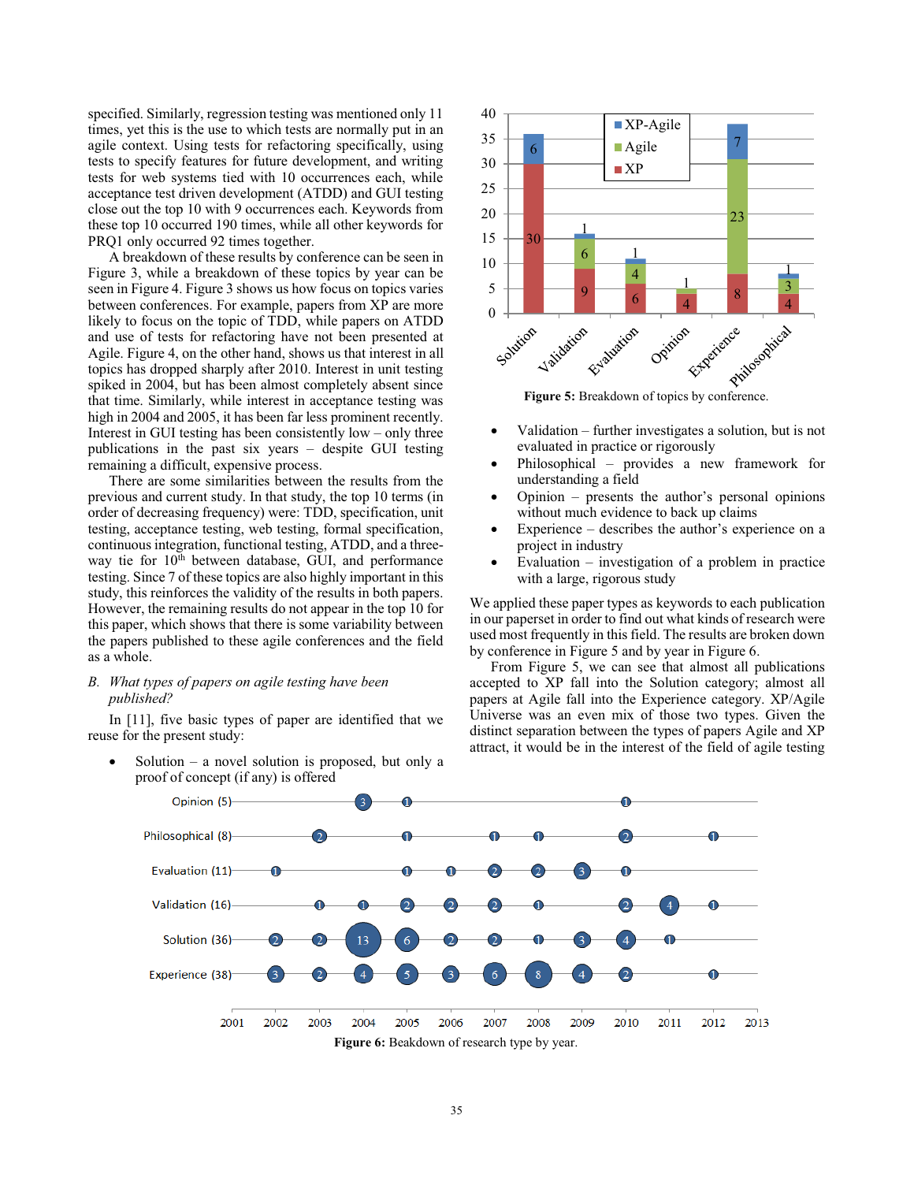specified. Similarly, regression testing was mentioned only 11 times, yet this is the use to which tests are normally put in an agile context. Using tests for refactoring specifically, using tests to specify features for future development, and writing tests for web systems tied with 10 occurrences each, while acceptance test driven development (ATDD) and GUI testing close out the top 10 with 9 occurrences each. Keywords from these top 10 occurred 190 times, while all other keywords for PRQ1 only occurred 92 times together.

A breakdown of these results by conference can be seen in Figure 3, while a breakdown of these topics by year can be seen in Figure 4. Figure 3 shows us how focus on topics varies between conferences. For example, papers from XP are more likely to focus on the topic of TDD, while papers on ATDD and use of tests for refactoring have not been presented at Agile. Figure 4, on the other hand, shows us that interest in all topics has dropped sharply after 2010. Interest in unit testing spiked in 2004, but has been almost completely absent since that time. Similarly, while interest in acceptance testing was high in 2004 and 2005, it has been far less prominent recently. Interest in GUI testing has been consistently low – only three publications in the past six years – despite GUI testing remaining a difficult, expensive process.

There are some similarities between the results from the previous and current study. In that study, the top 10 terms (in order of decreasing frequency) were: TDD, specification, unit testing, acceptance testing, web testing, formal specification, continuous integration, functional testing, ATDD, and a three-way tie for 10th between database, GUI, and performance testing. Since 7 of these topics are also highly important in this study, this reinforces the validity of the results in both papers. However, the remaining results do not appear in the top 10 for this paper, which shows that there is some variability between the papers published to these agile conferences and the field as a whole.

### B. *What types of papers on agile testing have been published?*

In [11], five basic types of paper are identified that we reuse for the present study:

- Solution – a novel solution is proposed, but only a proof of concept (if any) is offered
- Validation – further investigates a solution, but is not evaluated in practice or rigorously
- Philosophical – provides a new framework for understanding a field
- Opinion – presents the author's personal opinions without much evidence to back up claims
- Experience – describes the author's experience on a project in industry
- Evaluation – investigation of a problem in practice with a large, rigorous study

We applied these paper types as keywords to each publication in our paperset in order to find out what kinds of research were used most frequently in this field. The results are broken down by conference in Figure 5 and by year in Figure 6.

From Figure 5, we can see that almost all publications accepted to XP fall into the Solution category; almost all papers at Agile fall into the Experience category. XP/Agile Universe was an even mix of those two types. Given the distinct separation between the types of papers Agile and XP attract, it would be in the interest of the field of agile testing

| | Solution | Validation | Evaluation | Opinion | Experience | Philosophical |
|---|---|---|---|---|---|---|
| XP | 30 | 9 | 6 | 4 | 8 | 4 |
| Agile | | 6 | 4 | 1 | 23 | 3 |
| XP-Agile | 6 | 1 | 1 | | 7 | 1 |

**Figure 5:** Breakdown of topics by conference.

| | 2001 | 2002 | 2003 | 2004 | 2005 | 2006 | 2007 | 2008 | 2009 | 2010 | 2011 | 2012 | 2013 |
|---|---|---|---|---|---|---|---|---|---|---|---|---|---|
| Opinion (5) | | | | 3 | 1 | | | | | 1 | | | |
| Philosophical (8) | | | 2 | | 1 | | 1 | 1 | | 2 | | 1 | |
| Evaluation (11) | | 1 | | | 1 | 1 | 2 | 2 | 3 | 1 | | | |
| Validation (16) | | | 1 | 1 | 2 | 2 | 2 | 1 | | 2 | 4 | 1 | |
| Solution (36) | | 2 | 2 | 13 | 6 | 2 | 2 | 1 | 3 | 4 | 1 | | |
| Experience (38) | | 3 | 2 | 4 | 5 | 3 | 6 | 8 | 4 | 2 | | 1 | |

**Figure 6:** Beakdown of research type by year.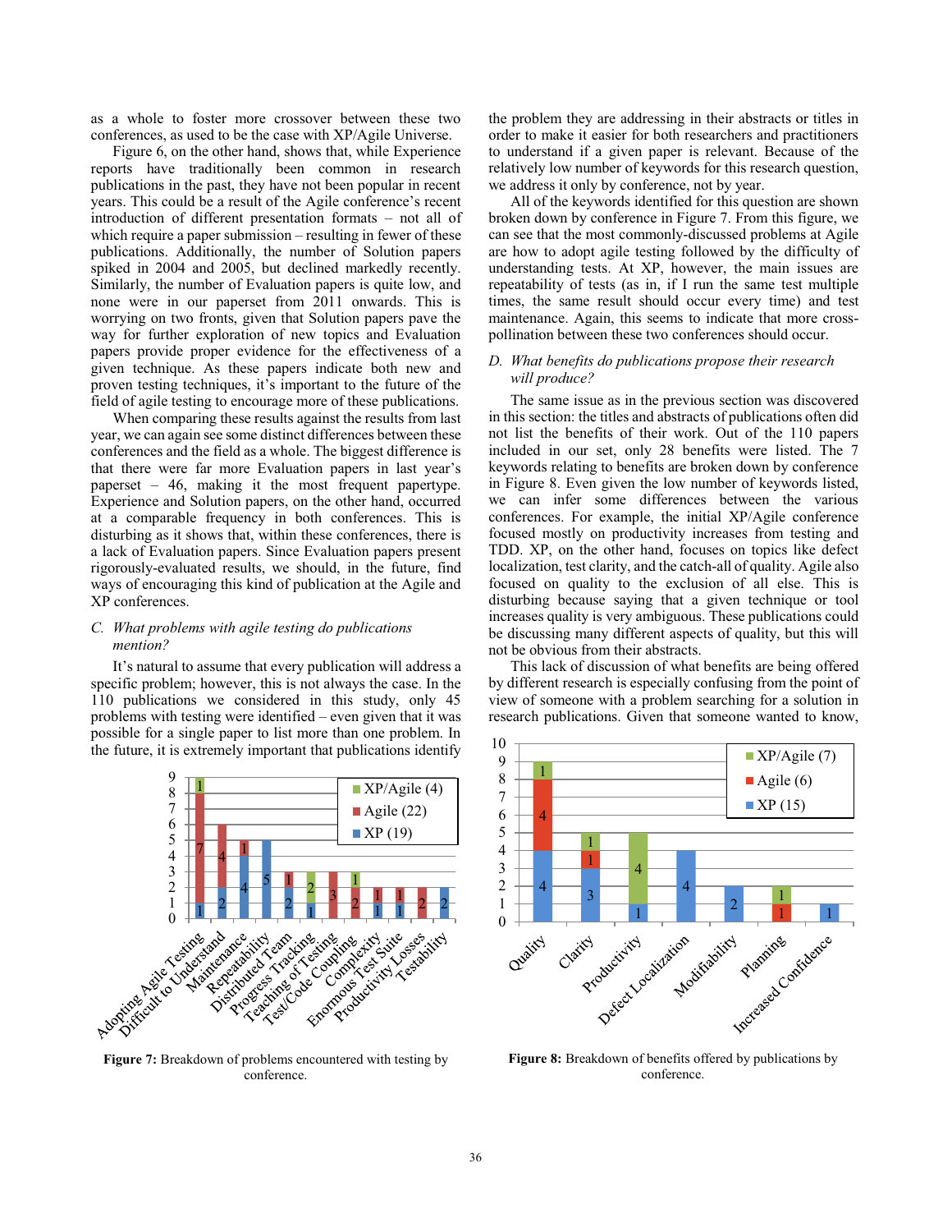as a whole to foster more crossover between these two conferences, as used to be the case with XP/Agile Universe.

Figure 6, on the other hand, shows that, while Experience reports have traditionally been common in research publications in the past, they have not been popular in recent years. This could be a result of the Agile conference's recent introduction of different presentation formats – not all of which require a paper submission – resulting in fewer of these publications. Additionally, the number of Solution papers spiked in 2004 and 2005, but declined markedly recently. Similarly, the number of Evaluation papers is quite low, and none were in our paperset from 2011 onwards. This is worrying on two fronts, given that Solution papers pave the way for further exploration of new topics and Evaluation papers provide proper evidence for the effectiveness of a given technique. As these papers indicate both new and proven testing techniques, it's important to the future of the field of agile testing to encourage more of these publications.

When comparing these results against the results from last year, we can again see some distinct differences between these conferences and the field as a whole. The biggest difference is that there were far more Evaluation papers in last year's paperset – 46, making it the most frequent papertype. Experience and Solution papers, on the other hand, occurred at a comparable frequency in both conferences. This is disturbing as it shows that, within these conferences, there is a lack of Evaluation papers. Since Evaluation papers present rigorously-evaluated results, we should, in the future, find ways of encouraging this kind of publication at the Agile and XP conferences.

### C. *What problems with agile testing do publications mention?*

It's natural to assume that every publication will address a specific problem; however, this is not always the case. In the 110 publications we considered in this study, only 45 problems with testing were identified – even given that it was possible for a single paper to list more than one problem. In the future, it is extremely important that publications identify the problem they are addressing in their abstracts or titles in order to make it easier for both researchers and practitioners to understand if a given paper is relevant. Because of the relatively low number of keywords for this research question, we address it only by conference, not by year.

All of the keywords identified for this question are shown broken down by conference in Figure 7. From this figure, we can see that the most commonly-discussed problems at Agile are how to adopt agile testing followed by the difficulty of understanding tests. At XP, however, the main issues are repeatability of tests (as in, if I run the same test multiple times, the same result should occur every time) and test maintenance. Again, this seems to indicate that more cross-pollination between these two conferences should occur.

| Problem | XP (19) | Agile (22) | XP/Agile (4) |
|---|---|---|---|
| Adopting Agile Testing | 1 | 7 | 1 |
| Difficult to Understand | 2 | 4 | |
| Maintenance | 4 | 1 | |
| Repeatability | 5 | | |
| Distributed Team | 2 | 1 | |
| Progress Tracking | 1 | | 2 |
| Teaching of Testing | | 3 | |
| Test/Code Coupling | | 2 | 1 |
| Complexity | 1 | 1 | |
| Enormous Test Suite | 1 | 1 | |
| Productivity Losses | | 2 | |
| Testability | 2 | | |

**Figure 7:** Breakdown of problems encountered with testing by conference.

### D. *What benefits do publications propose their research will produce?*

The same issue as in the previous section was discovered in this section: the titles and abstracts of publications often did not list the benefits of their work. Out of the 110 papers included in our set, only 28 benefits were listed. The 7 keywords relating to benefits are broken down by conference in Figure 8. Even given the low number of keywords listed, we can infer some differences between the various conferences. For example, the initial XP/Agile conference focused mostly on productivity increases from testing and TDD. XP, on the other hand, focuses on topics like defect localization, test clarity, and the catch-all of quality. Agile also focused on quality to the exclusion of all else. This is disturbing because saying that a given technique or tool increases quality is very ambiguous. These publications could be discussing many different aspects of quality, but this will not be obvious from their abstracts.

This lack of discussion of what benefits are being offered by different research is especially confusing from the point of view of someone with a problem searching for a solution in research publications. Given that someone wanted to know,

| Benefit | XP (15) | Agile (6) | XP/Agile (7) |
|---|---|---|---|
| Quality | 4 | 4 | 1 |
| Clarity | 3 | 1 | 1 |
| Productivity | 1 | | 4 |
| Defect Localization | 4 | | |
| Modifiability | 2 | | |
| Planning | | 1 | 1 |
| Increased Confidence | 1 | | |

**Figure 8:** Breakdown of benefits offered by publications by conference.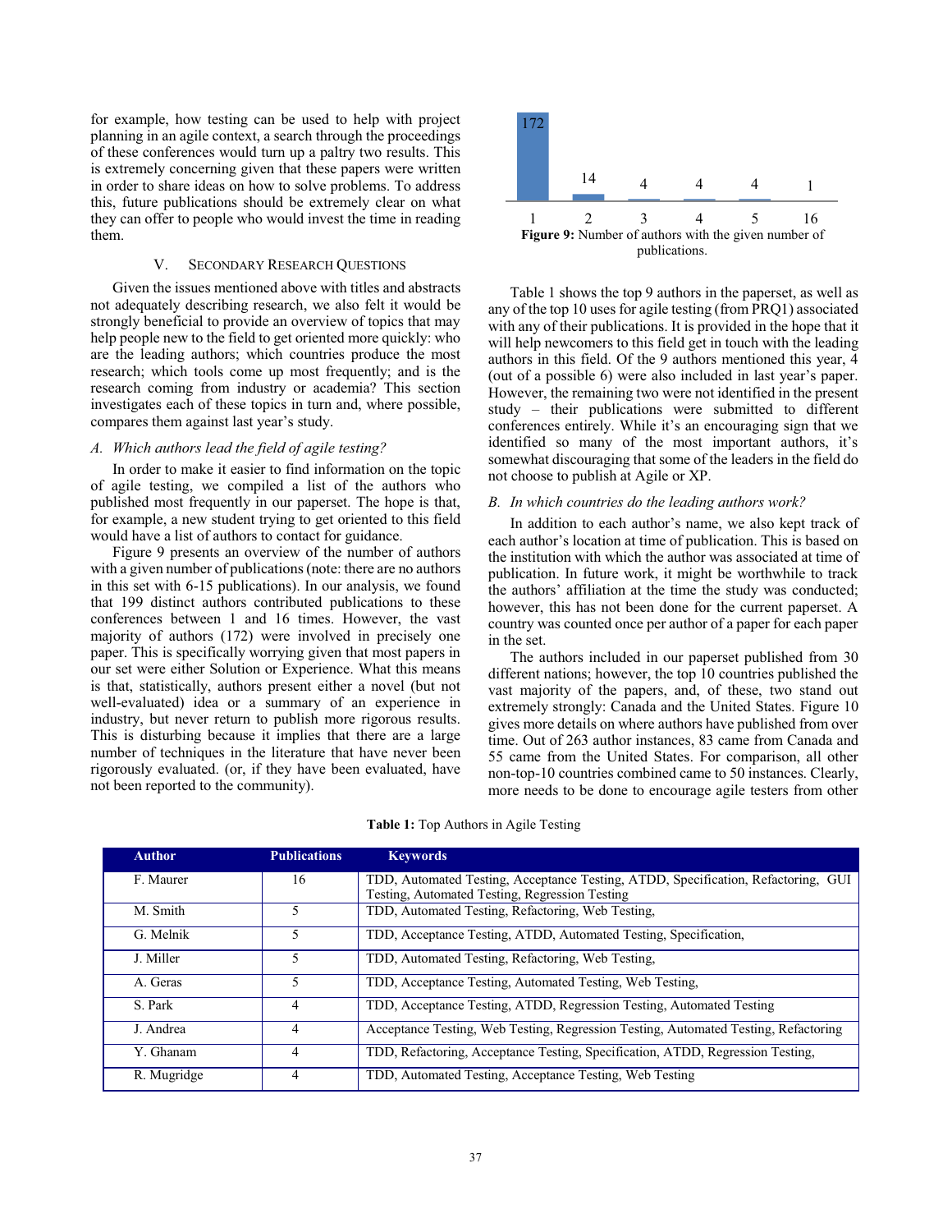for example, how testing can be used to help with project planning in an agile context, a search through the proceedings of these conferences would turn up a paltry two results. This is extremely concerning given that these papers were written in order to share ideas on how to solve problems. To address this, future publications should be extremely clear on what they can offer to people who would invest the time in reading them.

## V. Secondary Research Questions

Given the issues mentioned above with titles and abstracts not adequately describing research, we also felt it would be strongly beneficial to provide an overview of topics that may help people new to the field to get oriented more quickly: who are the leading authors; which countries produce the most research; which tools come up most frequently; and is the research coming from industry or academia? This section investigates each of these topics in turn and, where possible, compares them against last year's study.

### *A. Which authors lead the field of agile testing?*

In order to make it easier to find information on the topic of agile testing, we compiled a list of the authors who published most frequently in our paperset. The hope is that, for example, a new student trying to get oriented to this field would have a list of authors to contact for guidance.

Figure 9 presents an overview of the number of authors with a given number of publications (note: there are no authors in this set with 6-15 publications). In our analysis, we found that 199 distinct authors contributed publications to these conferences between 1 and 16 times. However, the vast majority of authors (172) were involved in precisely one paper. This is specifically worrying given that most papers in our set were either Solution or Experience. What this means is that, statistically, authors present either a novel (but not well-evaluated) idea or a summary of an experience in industry, but never return to publish more rigorous results. This is disturbing because it implies that there are a large number of techniques in the literature that have never been rigorously evaluated. (or, if they have been evaluated, have not been reported to the community).

| Publications | 1 | 2 | 3 | 4 | 5 | 16 |
|---|---|---|---|---|---|---|
| Authors | 172 | 14 | 4 | 4 | 4 | 1 |

**Figure 9:** Number of authors with the given number of publications.

Table 1 shows the top 9 authors in the paperset, as well as any of the top 10 uses for agile testing (from PRQ1) associated with any of their publications. It is provided in the hope that it will help newcomers to this field get in touch with the leading authors in this field. Of the 9 authors mentioned this year, 4 (out of a possible 6) were also included in last year's paper. However, the remaining two were not identified in the present study – their publications were submitted to different conferences entirely. While it's an encouraging sign that we identified so many of the most important authors, it's somewhat discouraging that some of the leaders in the field do not choose to publish at Agile or XP.

### *B. In which countries do the leading authors work?*

In addition to each author's name, we also kept track of each author's location at time of publication. This is based on the institution with which the author was associated at time of publication. In future work, it might be worthwhile to track the authors' affiliation at the time the study was conducted; however, this has not been done for the current paperset. A country was counted once per author of a paper for each paper in the set.

The authors included in our paperset published from 30 different nations; however, the top 10 countries published the vast majority of the papers, and, of these, two stand out extremely strongly: Canada and the United States. Figure 10 gives more details on where authors have published from over time. Out of 263 author instances, 83 came from Canada and 55 came from the United States. For comparison, all other non-top-10 countries combined came to 50 instances. Clearly, more needs to be done to encourage agile testers from other

**Table 1:** Top Authors in Agile Testing

| Author | Publications | Keywords |
|---|---|---|
| F. Maurer | 16 | TDD, Automated Testing, Acceptance Testing, ATDD, Specification, Refactoring, GUI Testing, Automated Testing, Regression Testing |
| M. Smith | 5 | TDD, Automated Testing, Refactoring, Web Testing, |
| G. Melnik | 5 | TDD, Acceptance Testing, ATDD, Automated Testing, Specification, |
| J. Miller | 5 | TDD, Automated Testing, Refactoring, Web Testing, |
| A. Geras | 5 | TDD, Acceptance Testing, Automated Testing, Web Testing, |
| S. Park | 4 | TDD, Acceptance Testing, ATDD, Regression Testing, Automated Testing |
| J. Andrea | 4 | Acceptance Testing, Web Testing, Regression Testing, Automated Testing, Refactoring |
| Y. Ghanam | 4 | TDD, Refactoring, Acceptance Testing, Specification, ATDD, Regression Testing, |
| R. Mugridge | 4 | TDD, Automated Testing, Acceptance Testing, Web Testing |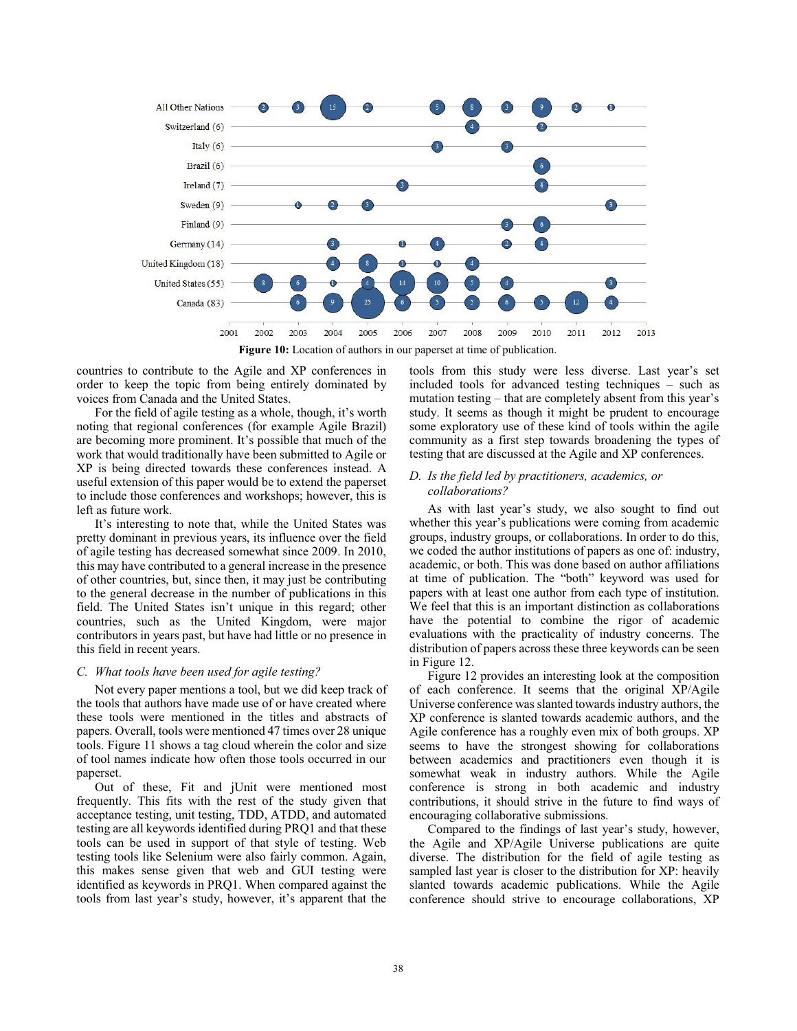Figure 10: Location of authors in our paperset at time of publication.

countries to contribute to the Agile and XP conferences in order to keep the topic from being entirely dominated by voices from Canada and the United States.

For the field of agile testing as a whole, though, it's worth noting that regional conferences (for example Agile Brazil) are becoming more prominent. It's possible that much of the work that would traditionally have been submitted to Agile or XP is being directed towards these conferences instead. A useful extension of this paper would be to extend the paperset to include those conferences and workshops; however, this is left as future work.

It's interesting to note that, while the United States was pretty dominant in previous years, its influence over the field of agile testing has decreased somewhat since 2009. In 2010, this may have contributed to a general increase in the presence of other countries, but, since then, it may just be contributing to the general decrease in the number of publications in this field. The United States isn't unique in this regard; other countries, such as the United Kingdom, were major contributors in years past, but have had little or no presence in this field in recent years.

### *C. What tools have been used for agile testing?*

Not every paper mentions a tool, but we did keep track of the tools that authors have made use of or have created where these tools were mentioned in the titles and abstracts of papers. Overall, tools were mentioned 47 times over 28 unique tools. Figure 11 shows a tag cloud wherein the color and size of tool names indicate how often those tools occurred in our paperset.

Out of these, Fit and jUnit were mentioned most frequently. This fits with the rest of the study given that acceptance testing, unit testing, TDD, ATDD, and automated testing are all keywords identified during PRQ1 and that these tools can be used in support of that style of testing. Web testing tools like Selenium were also fairly common. Again, this makes sense given that web and GUI testing were identified as keywords in PRQ1. When compared against the tools from last year's study, however, it's apparent that the tools from this study were less diverse. Last year's set included tools for advanced testing techniques – such as mutation testing – that are completely absent from this year's study. It seems as though it might be prudent to encourage some exploratory use of these kind of tools within the agile community as a first step towards broadening the types of testing that are discussed at the Agile and XP conferences.

### *D. Is the field led by practitioners, academics, or collaborations?*

As with last year's study, we also sought to find out whether this year's publications were coming from academic groups, industry groups, or collaborations. In order to do this, we coded the author institutions of papers as one of: industry, academic, or both. This was done based on author affiliations at time of publication. The "both" keyword was used for papers with at least one author from each type of institution. We feel that this is an important distinction as collaborations have the potential to combine the rigor of academic evaluations with the practicality of industry concerns. The distribution of papers across these three keywords can be seen in Figure 12.

Figure 12 provides an interesting look at the composition of each conference. It seems that the original XP/Agile Universe conference was slanted towards industry authors, the XP conference is slanted towards academic authors, and the Agile conference has a roughly even mix of both groups. XP seems to have the strongest showing for collaborations between academics and practitioners even though it is somewhat weak in industry authors. While the Agile conference is strong in both academic and industry contributions, it should strive in the future to find ways of encouraging collaborative submissions.

Compared to the findings of last year's study, however, the Agile and XP/Agile Universe publications are quite diverse. The distribution for the field of agile testing as sampled last year is closer to the distribution for XP: heavily slanted towards academic publications. While the Agile conference should strive to encourage collaborations, XP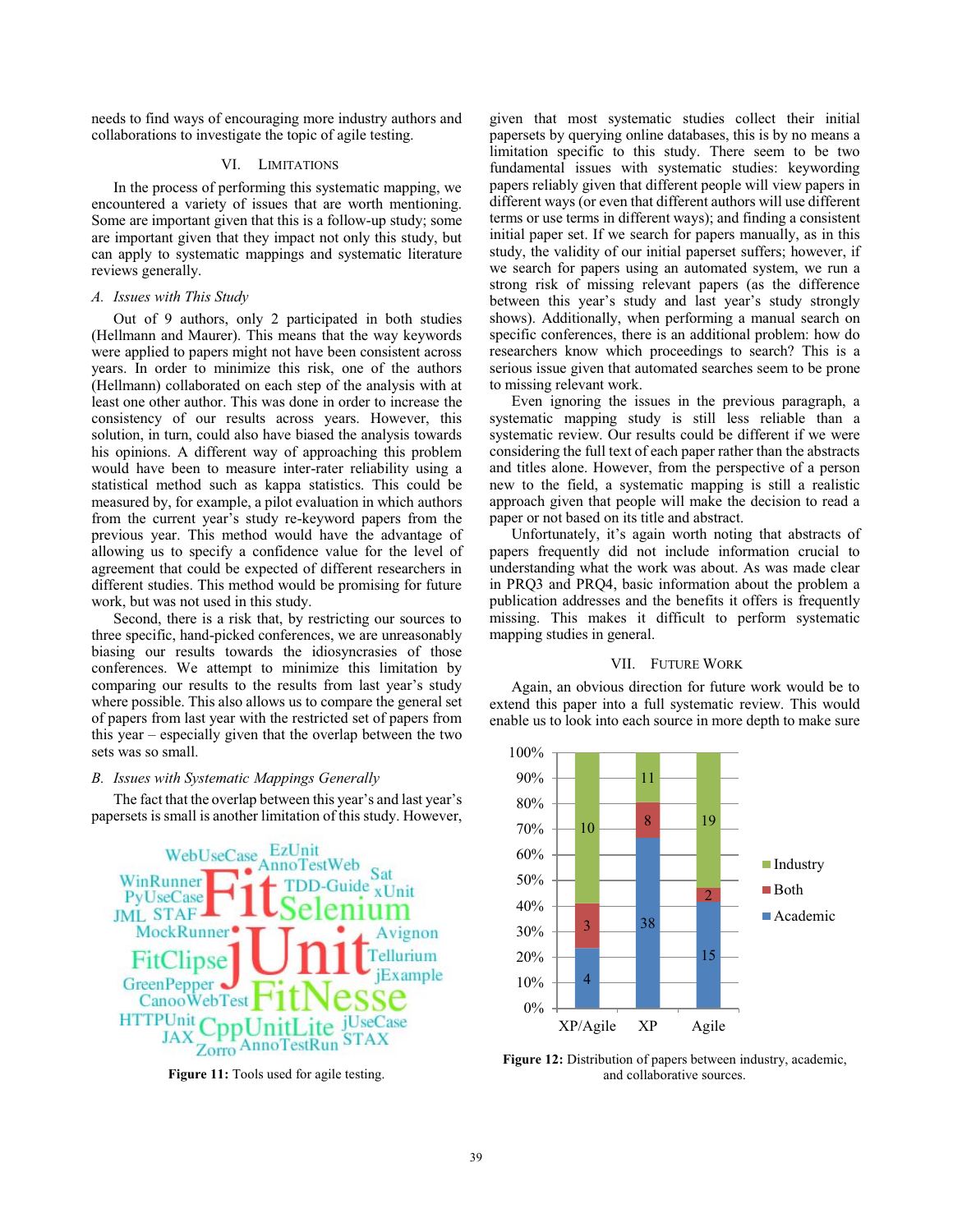needs to find ways of encouraging more industry authors and collaborations to investigate the topic of agile testing.

## VI. Limitations

In the process of performing this systematic mapping, we encountered a variety of issues that are worth mentioning. Some are important given that this is a follow-up study; some are important given that they impact not only this study, but can apply to systematic mappings and systematic literature reviews generally.

### *A. Issues with This Study*

Out of 9 authors, only 2 participated in both studies (Hellmann and Maurer). This means that the way keywords were applied to papers might not have been consistent across years. In order to minimize this risk, one of the authors (Hellmann) collaborated on each step of the analysis with at least one other author. This was done in order to increase the consistency of our results across years. However, this solution, in turn, could also have biased the analysis towards his opinions. A different way of approaching this problem would have been to measure inter-rater reliability using a statistical method such as kappa statistics. This could be measured by, for example, a pilot evaluation in which authors from the current year's study re-keyword papers from the previous year. This method would have the advantage of allowing us to specify a confidence value for the level of agreement that could be expected of different researchers in different studies. This method would be promising for future work, but was not used in this study.

Second, there is a risk that, by restricting our sources to three specific, hand-picked conferences, we are unreasonably biasing our results towards the idiosyncrasies of those conferences. We attempt to minimize this limitation by comparing our results to the results from last year's study where possible. This also allows us to compare the general set of papers from last year with the restricted set of papers from this year – especially given that the overlap between the two sets was so small.

### *B. Issues with Systematic Mappings Generally*

The fact that the overlap between this year's and last year's papersets is small is another limitation of this study. However, given that most systematic studies collect their initial papersets by querying online databases, this is by no means a limitation specific to this study. There seem to be two fundamental issues with systematic studies: keywording papers reliably given that different people will view papers in different ways (or even that different authors will use different terms or use terms in different ways); and finding a consistent initial paper set. If we search for papers manually, as in this study, the validity of our initial paperset suffers; however, if we search for papers using an automated system, we run a strong risk of missing relevant papers (as the difference between this year's study and last year's study strongly shows). Additionally, when performing a manual search on specific conferences, there is an additional problem: how do researchers know which proceedings to search? This is a serious issue given that automated searches seem to be prone to missing relevant work.

Even ignoring the issues in the previous paragraph, a systematic mapping study is still less reliable than a systematic review. Our results could be different if we were considering the full text of each paper rather than the abstracts and titles alone. However, from the perspective of a person new to the field, a systematic mapping is still a realistic approach given that people will make the decision to read a paper or not based on its title and abstract.

Unfortunately, it's again worth noting that abstracts of papers frequently did not include information crucial to understanding what the work was about. As was made clear in PRQ3 and PRQ4, basic information about the problem a publication addresses and the benefits it offers is frequently missing. This makes it difficult to perform systematic mapping studies in general.

## VII. Future Work

Again, an obvious direction for future work would be to extend this paper into a full systematic review. This would enable us to look into each source in more depth to make sure

WebUseCase EzUnit AnnoTestWeb WinRunner Fit Sat PyUseCase TDD-Guide xUnit JML STAF Selenium MockRunner Avignon FitClipse JUnit Tellurium GreenPepper jExample CanooWebTest FitNesse HTTPUnit CppUnitLite jUseCase JAX Zorro AnnoTestRun STAX

**Figure 11:** Tools used for agile testing.

| | Academic | Both | Industry |
|---|---|---|---|
| XP/Agile | 4 | 3 | 10 |
| XP | 38 | 8 | 11 |
| Agile | 15 | 2 | 19 |

**Figure 12:** Distribution of papers between industry, academic, and collaborative sources.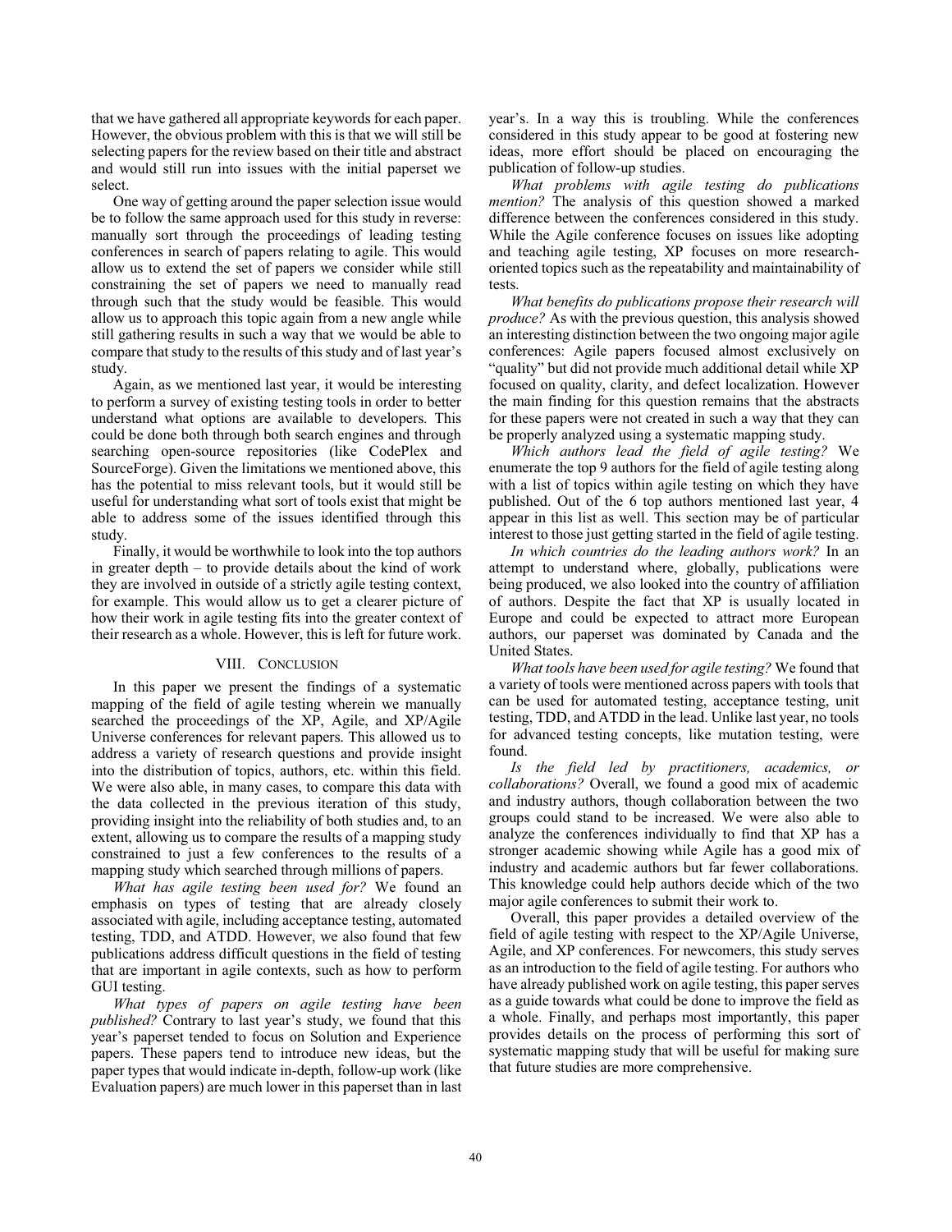that we have gathered all appropriate keywords for each paper. However, the obvious problem with this is that we will still be selecting papers for the review based on their title and abstract and would still run into issues with the initial paperset we select.

One way of getting around the paper selection issue would be to follow the same approach used for this study in reverse: manually sort through the proceedings of leading testing conferences in search of papers relating to agile. This would allow us to extend the set of papers we consider while still constraining the set of papers we need to manually read through such that the study would be feasible. This would allow us to approach this topic again from a new angle while still gathering results in such a way that we would be able to compare that study to the results of this study and of last year's study.

Again, as we mentioned last year, it would be interesting to perform a survey of existing testing tools in order to better understand what options are available to developers. This could be done both through both search engines and through searching open-source repositories (like CodePlex and SourceForge). Given the limitations we mentioned above, this has the potential to miss relevant tools, but it would still be useful for understanding what sort of tools exist that might be able to address some of the issues identified through this study.

Finally, it would be worthwhile to look into the top authors in greater depth – to provide details about the kind of work they are involved in outside of a strictly agile testing context, for example. This would allow us to get a clearer picture of how their work in agile testing fits into the greater context of their research as a whole. However, this is left for future work.

## VIII. Conclusion

In this paper we present the findings of a systematic mapping of the field of agile testing wherein we manually searched the proceedings of the XP, Agile, and XP/Agile Universe conferences for relevant papers. This allowed us to address a variety of research questions and provide insight into the distribution of topics, authors, etc. within this field. We were also able, in many cases, to compare this data with the data collected in the previous iteration of this study, providing insight into the reliability of both studies and, to an extent, allowing us to compare the results of a mapping study constrained to just a few conferences to the results of a mapping study which searched through millions of papers.

*What has agile testing been used for?* We found an emphasis on types of testing that are already closely associated with agile, including acceptance testing, automated testing, TDD, and ATDD. However, we also found that few publications address difficult questions in the field of testing that are important in agile contexts, such as how to perform GUI testing.

*What types of papers on agile testing have been published?* Contrary to last year's study, we found that this year's paperset tended to focus on Solution and Experience papers. These papers tend to introduce new ideas, but the paper types that would indicate in-depth, follow-up work (like Evaluation papers) are much lower in this paperset than in last year's. In a way this is troubling. While the conferences considered in this study appear to be good at fostering new ideas, more effort should be placed on encouraging the publication of follow-up studies.

*What problems with agile testing do publications mention?* The analysis of this question showed a marked difference between the conferences considered in this study. While the Agile conference focuses on issues like adopting and teaching agile testing, XP focuses on more research-oriented topics such as the repeatability and maintainability of tests.

*What benefits do publications propose their research will produce?* As with the previous question, this analysis showed an interesting distinction between the two ongoing major agile conferences: Agile papers focused almost exclusively on "quality" but did not provide much additional detail while XP focused on quality, clarity, and defect localization. However the main finding for this question remains that the abstracts for these papers were not created in such a way that they can be properly analyzed using a systematic mapping study.

*Which authors lead the field of agile testing?* We enumerate the top 9 authors for the field of agile testing along with a list of topics within agile testing on which they have published. Out of the 6 top authors mentioned last year, 4 appear in this list as well. This section may be of particular interest to those just getting started in the field of agile testing.

*In which countries do the leading authors work?* In an attempt to understand where, globally, publications were being produced, we also looked into the country of affiliation of authors. Despite the fact that XP is usually located in Europe and could be expected to attract more European authors, our paperset was dominated by Canada and the United States.

*What tools have been used for agile testing?* We found that a variety of tools were mentioned across papers with tools that can be used for automated testing, acceptance testing, unit testing, TDD, and ATDD in the lead. Unlike last year, no tools for advanced testing concepts, like mutation testing, were found.

*Is the field led by practitioners, academics, or collaborations?* Overall, we found a good mix of academic and industry authors, though collaboration between the two groups could stand to be increased. We were also able to analyze the conferences individually to find that XP has a stronger academic showing while Agile has a good mix of industry and academic authors but far fewer collaborations. This knowledge could help authors decide which of the two major agile conferences to submit their work to.

Overall, this paper provides a detailed overview of the field of agile testing with respect to the XP/Agile Universe, Agile, and XP conferences. For newcomers, this study serves as an introduction to the field of agile testing. For authors who have already published work on agile testing, this paper serves as a guide towards what could be done to improve the field as a whole. Finally, and perhaps most importantly, this paper provides details on the process of performing this sort of systematic mapping study that will be useful for making sure that future studies are more comprehensive.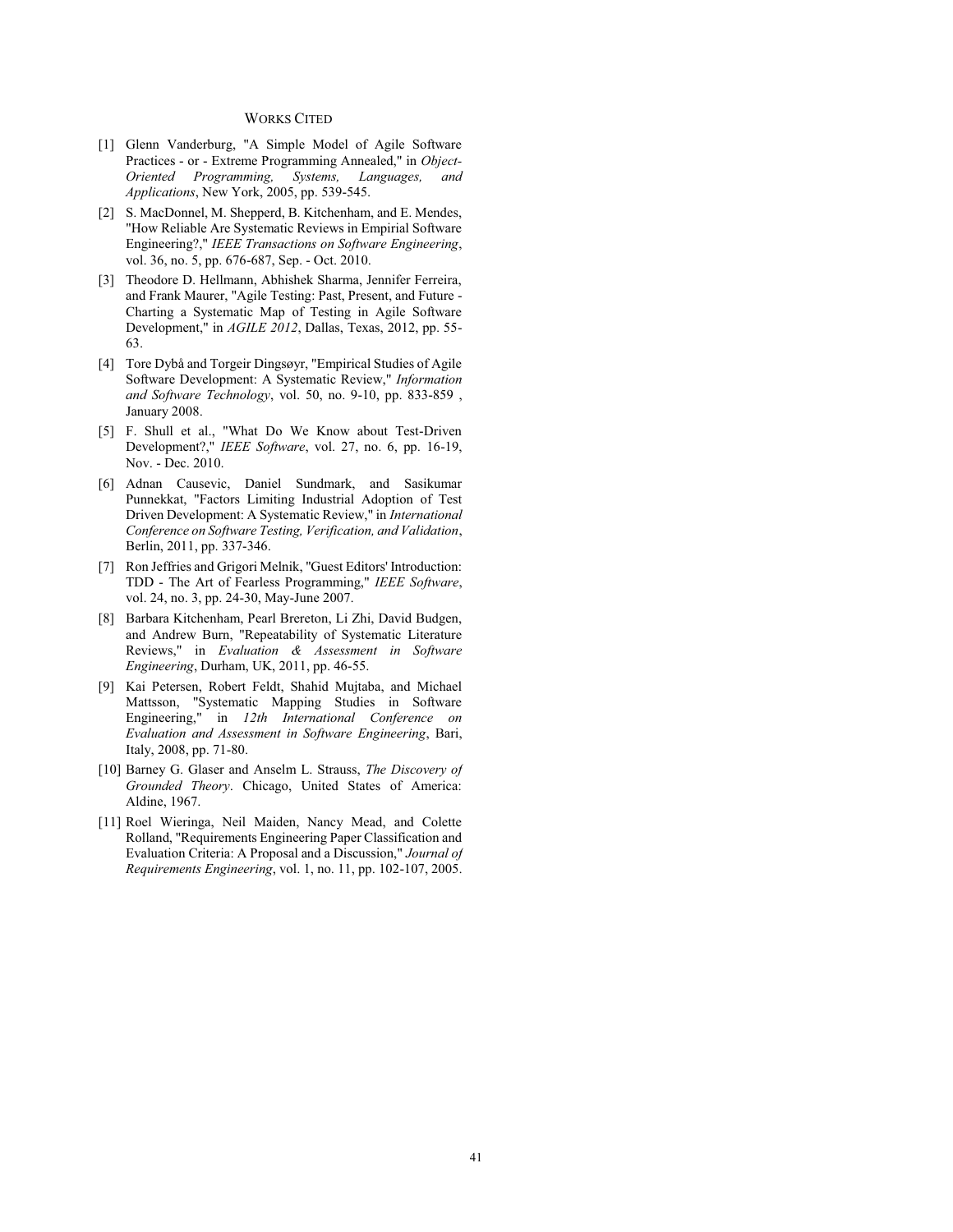## WORKS CITED

[1] Glenn Vanderburg, "A Simple Model of Agile Software Practices - or - Extreme Programming Annealed," in *Object-Oriented Programming, Systems, Languages, and Applications*, New York, 2005, pp. 539-545.

[2] S. MacDonnel, M. Shepperd, B. Kitchenham, and E. Mendes, "How Reliable Are Systematic Reviews in Empirial Software Engineering?," *IEEE Transactions on Software Engineering*, vol. 36, no. 5, pp. 676-687, Sep. - Oct. 2010.

[3] Theodore D. Hellmann, Abhishek Sharma, Jennifer Ferreira, and Frank Maurer, "Agile Testing: Past, Present, and Future - Charting a Systematic Map of Testing in Agile Software Development," in *AGILE 2012*, Dallas, Texas, 2012, pp. 55-63.

[4] Tore Dybå and Torgeir Dingsøyr, "Empirical Studies of Agile Software Development: A Systematic Review," *Information and Software Technology*, vol. 50, no. 9-10, pp. 833-859 , January 2008.

[5] F. Shull et al., "What Do We Know about Test-Driven Development?," *IEEE Software*, vol. 27, no. 6, pp. 16-19, Nov. - Dec. 2010.

[6] Adnan Causevic, Daniel Sundmark, and Sasikumar Punnekkat, "Factors Limiting Industrial Adoption of Test Driven Development: A Systematic Review," in *International Conference on Software Testing, Verification, and Validation*, Berlin, 2011, pp. 337-346.

[7] Ron Jeffries and Grigori Melnik, "Guest Editors' Introduction: TDD - The Art of Fearless Programming," *IEEE Software*, vol. 24, no. 3, pp. 24-30, May-June 2007.

[8] Barbara Kitchenham, Pearl Brereton, Li Zhi, David Budgen, and Andrew Burn, "Repeatability of Systematic Literature Reviews," in *Evaluation & Assessment in Software Engineering*, Durham, UK, 2011, pp. 46-55.

[9] Kai Petersen, Robert Feldt, Shahid Mujtaba, and Michael Mattsson, "Systematic Mapping Studies in Software Engineering," in *12th International Conference on Evaluation and Assessment in Software Engineering*, Bari, Italy, 2008, pp. 71-80.

[10] Barney G. Glaser and Anselm L. Strauss, *The Discovery of Grounded Theory*. Chicago, United States of America: Aldine, 1967.

[11] Roel Wieringa, Neil Maiden, Nancy Mead, and Colette Rolland, "Requirements Engineering Paper Classification and Evaluation Criteria: A Proposal and a Discussion," *Journal of Requirements Engineering*, vol. 1, no. 11, pp. 102-107, 2005.